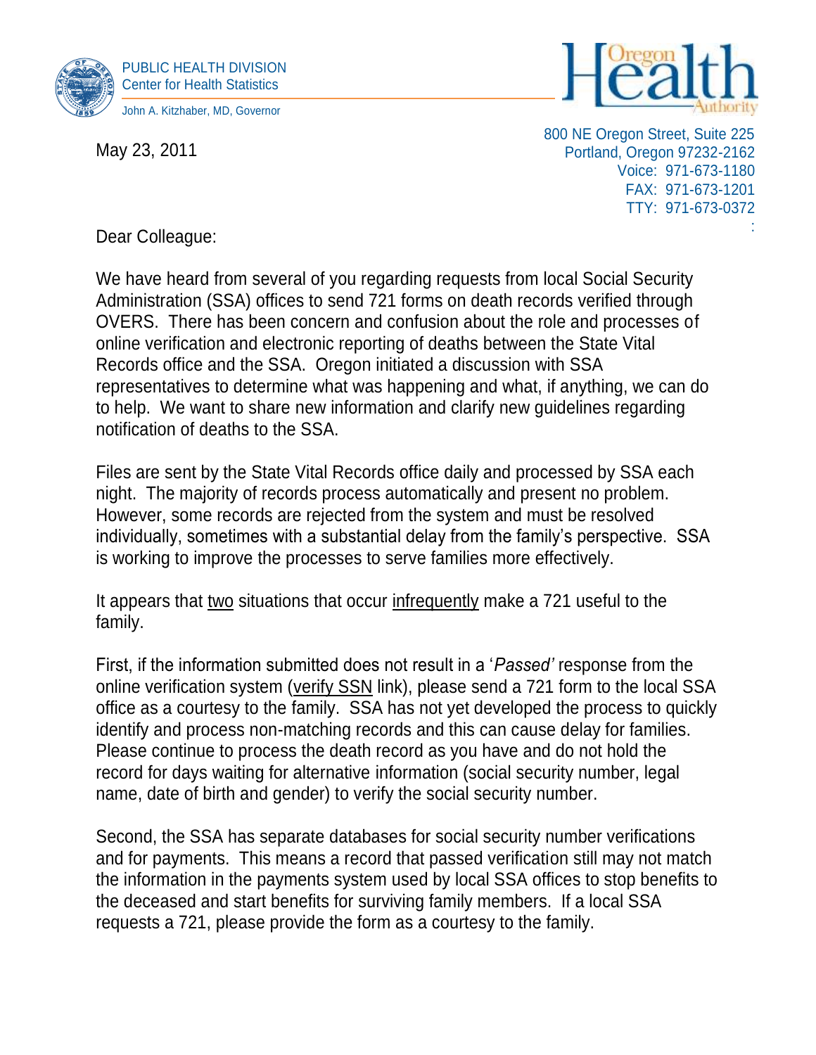PUBLIC HEALTH DIVISION
Center for Health Statistics

John A. Kitzhaber, MD, Governor

Oregon Health Authority

800 NE Oregon Street, Suite 225
Portland, Oregon 97232-2162
Voice: 971-673-1180
FAX: 971-673-1201
TTY: 971-673-0372

May 23, 2011

Dear Colleague:

We have heard from several of you regarding requests from local Social Security Administration (SSA) offices to send 721 forms on death records verified through OVERS. There has been concern and confusion about the role and processes of online verification and electronic reporting of deaths between the State Vital Records office and the SSA. Oregon initiated a discussion with SSA representatives to determine what was happening and what, if anything, we can do to help. We want to share new information and clarify new guidelines regarding notification of deaths to the SSA.

Files are sent by the State Vital Records office daily and processed by SSA each night. The majority of records process automatically and present no problem. However, some records are rejected from the system and must be resolved individually, sometimes with a substantial delay from the family's perspective. SSA is working to improve the processes to serve families more effectively.

It appears that <u>two</u> situations that occur <u>infrequently</u> make a 721 useful to the family.

First, if the information submitted does not result in a '*Passed'* response from the online verification system (<u>verify SSN</u> link), please send a 721 form to the local SSA office as a courtesy to the family. SSA has not yet developed the process to quickly identify and process non-matching records and this can cause delay for families. Please continue to process the death record as you have and do not hold the record for days waiting for alternative information (social security number, legal name, date of birth and gender) to verify the social security number.

Second, the SSA has separate databases for social security number verifications and for payments. This means a record that passed verification still may not match the information in the payments system used by local SSA offices to stop benefits to the deceased and start benefits for surviving family members. If a local SSA requests a 721, please provide the form as a courtesy to the family.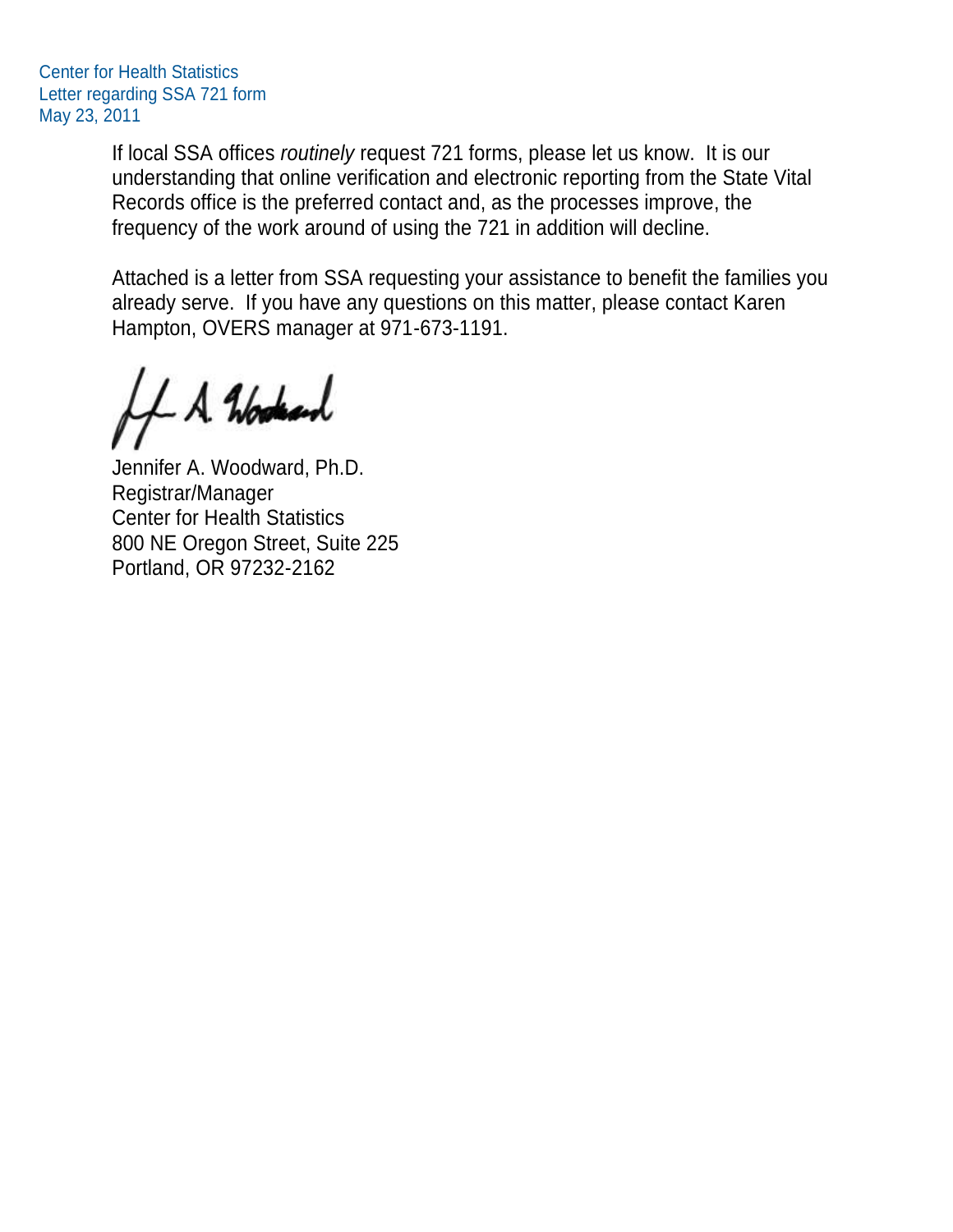If local SSA offices *routinely* request 721 forms, please let us know. It is our understanding that online verification and electronic reporting from the State Vital Records office is the preferred contact and, as the processes improve, the frequency of the work around of using the 721 in addition will decline.

Attached is a letter from SSA requesting your assistance to benefit the families you already serve. If you have any questions on this matter, please contact Karen Hampton, OVERS manager at 971-673-1191.

Jennifer A. Woodward, Ph.D.
Registrar/Manager
Center for Health Statistics
800 NE Oregon Street, Suite 225
Portland, OR 97232-2162